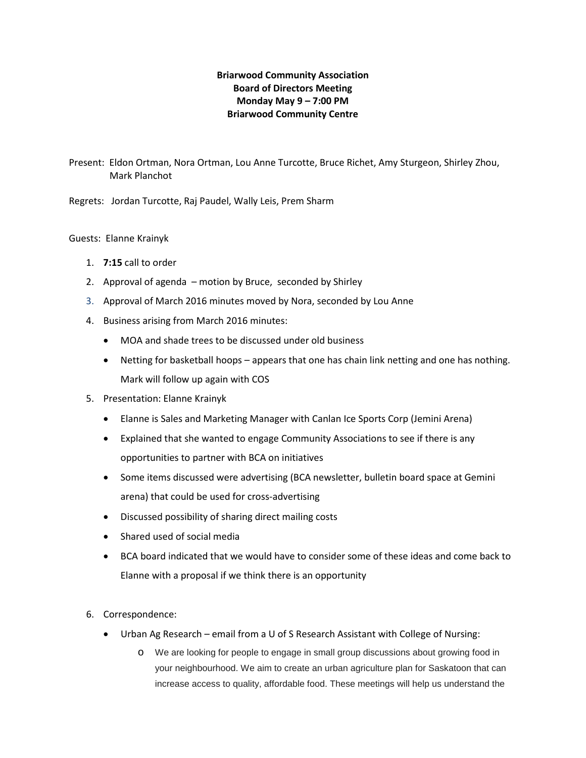**Briarwood Community Association**
**Board of Directors Meeting**
**Monday May 9 – 7:00 PM**
**Briarwood Community Centre**

Present: Eldon Ortman, Nora Ortman, Lou Anne Turcotte, Bruce Richet, Amy Sturgeon, Shirley Zhou, Mark Planchot

Regrets: Jordan Turcotte, Raj Paudel, Wally Leis, Prem Sharm

Guests: Elanne Krainyk

1. **7:15** call to order
2. Approval of agenda – motion by Bruce, seconded by Shirley
3. Approval of March 2016 minutes moved by Nora, seconded by Lou Anne
4. Business arising from March 2016 minutes:
   - MOA and shade trees to be discussed under old business
   - Netting for basketball hoops – appears that one has chain link netting and one has nothing. Mark will follow up again with COS
5. Presentation: Elanne Krainyk
   - Elanne is Sales and Marketing Manager with Canlan Ice Sports Corp (Jemini Arena)
   - Explained that she wanted to engage Community Associations to see if there is any opportunities to partner with BCA on initiatives
   - Some items discussed were advertising (BCA newsletter, bulletin board space at Gemini arena) that could be used for cross-advertising
   - Discussed possibility of sharing direct mailing costs
   - Shared used of social media
   - BCA board indicated that we would have to consider some of these ideas and come back to Elanne with a proposal if we think there is an opportunity
6. Correspondence:
   - Urban Ag Research – email from a U of S Research Assistant with College of Nursing:
     - We are looking for people to engage in small group discussions about growing food in your neighbourhood. We aim to create an urban agriculture plan for Saskatoon that can increase access to quality, affordable food. These meetings will help us understand the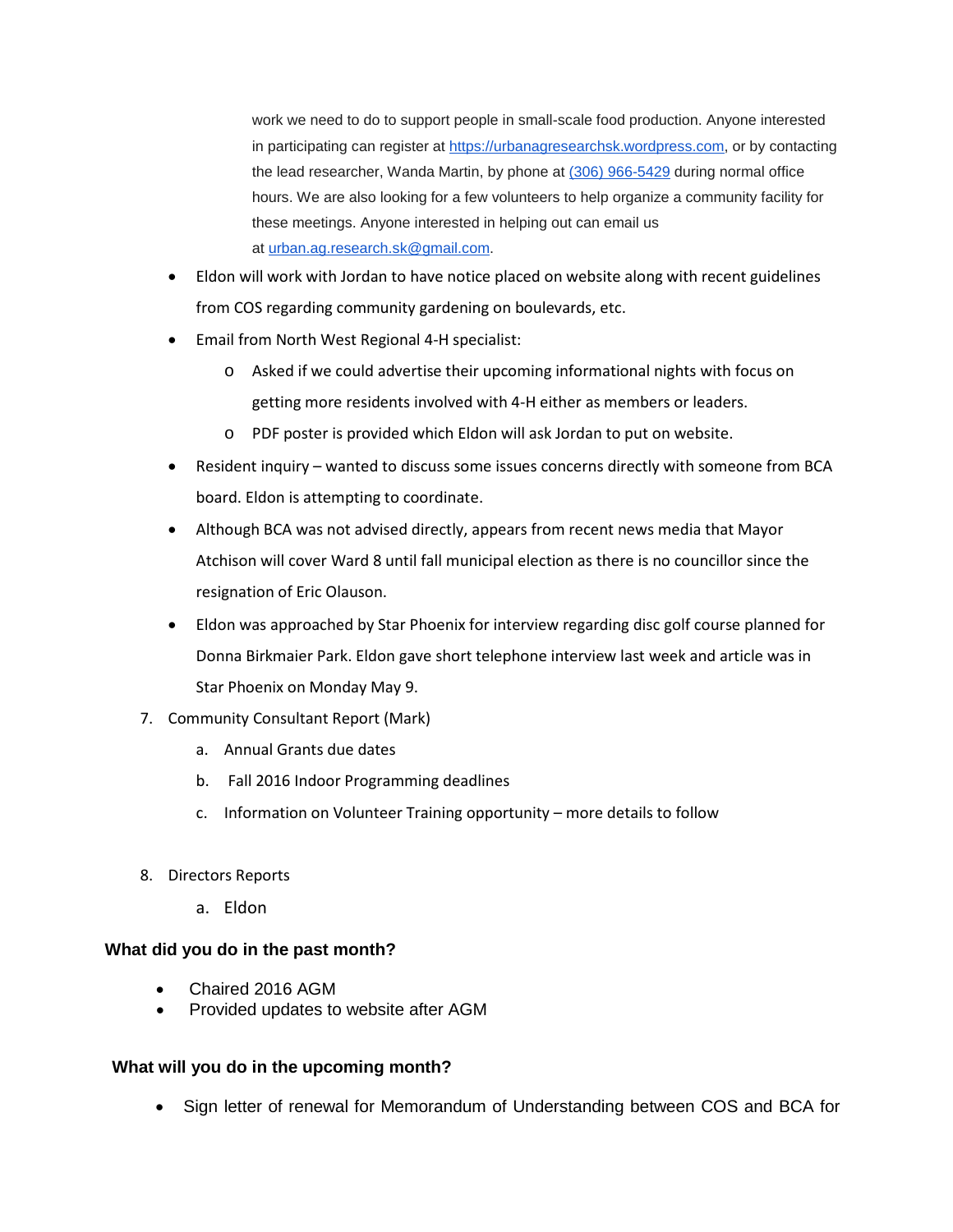work we need to do to support people in small-scale food production. Anyone interested in participating can register at https://urbanagresearchsk.wordpress.com, or by contacting the lead researcher, Wanda Martin, by phone at (306) 966-5429 during normal office hours. We are also looking for a few volunteers to help organize a community facility for these meetings. Anyone interested in helping out can email us at urban.ag.research.sk@gmail.com.

- Eldon will work with Jordan to have notice placed on website along with recent guidelines from COS regarding community gardening on boulevards, etc.
- Email from North West Regional 4-H specialist:
  - Asked if we could advertise their upcoming informational nights with focus on getting more residents involved with 4-H either as members or leaders.
  - PDF poster is provided which Eldon will ask Jordan to put on website.
- Resident inquiry – wanted to discuss some issues concerns directly with someone from BCA board. Eldon is attempting to coordinate.
- Although BCA was not advised directly, appears from recent news media that Mayor Atchison will cover Ward 8 until fall municipal election as there is no councillor since the resignation of Eric Olauson.
- Eldon was approached by Star Phoenix for interview regarding disc golf course planned for Donna Birkmaier Park. Eldon gave short telephone interview last week and article was in Star Phoenix on Monday May 9.

7. Community Consultant Report (Mark)
   a. Annual Grants due dates
   b. Fall 2016 Indoor Programming deadlines
   c. Information on Volunteer Training opportunity – more details to follow

8. Directors Reports
   a. Eldon

**What did you do in the past month?**

- Chaired 2016 AGM
- Provided updates to website after AGM

**What will you do in the upcoming month?**

- Sign letter of renewal for Memorandum of Understanding between COS and BCA for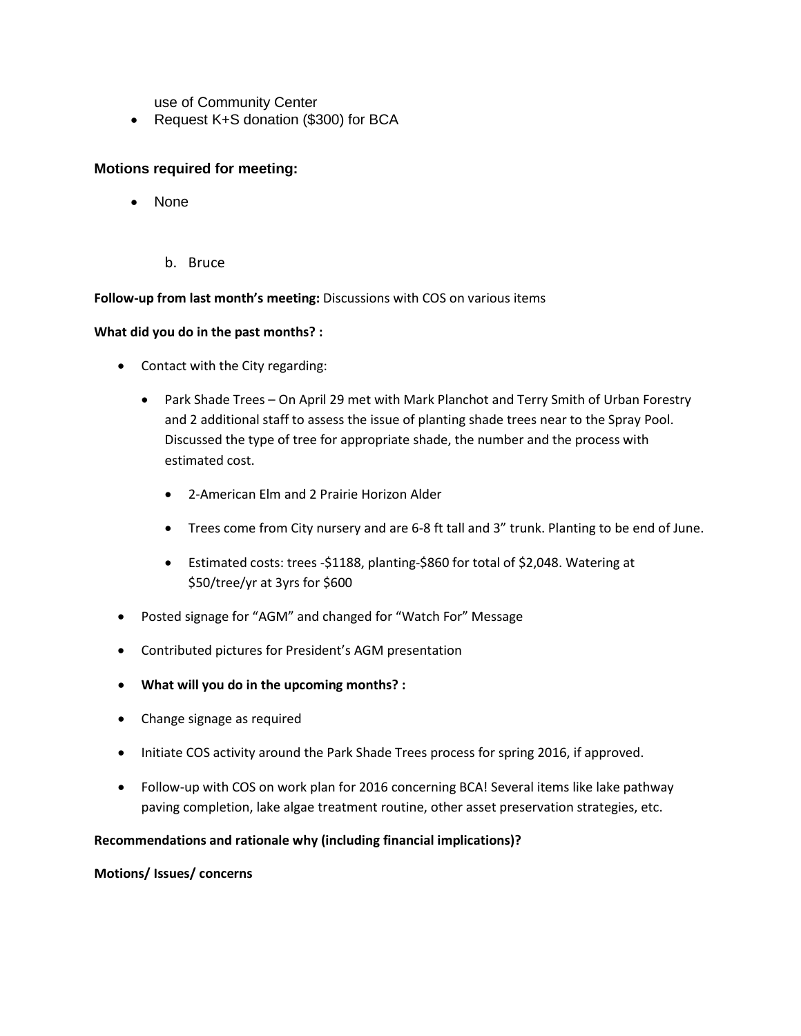use of Community Center

- Request K+S donation ($300) for BCA

### Motions required for meeting:

- None

b. Bruce

**Follow-up from last month's meeting:** Discussions with COS on various items

**What did you do in the past months? :**

- Contact with the City regarding:
  - Park Shade Trees – On April 29 met with Mark Planchot and Terry Smith of Urban Forestry and 2 additional staff to assess the issue of planting shade trees near to the Spray Pool. Discussed the type of tree for appropriate shade, the number and the process with estimated cost.
    - 2-American Elm and 2 Prairie Horizon Alder
    - Trees come from City nursery and are 6-8 ft tall and 3" trunk. Planting to be end of June.
    - Estimated costs: trees -$1188, planting-$860 for total of $2,048. Watering at $50/tree/yr at 3yrs for $600
- Posted signage for "AGM" and changed for "Watch For" Message
- Contributed pictures for President's AGM presentation
- **What will you do in the upcoming months? :**
- Change signage as required
- Initiate COS activity around the Park Shade Trees process for spring 2016, if approved.
- Follow-up with COS on work plan for 2016 concerning BCA! Several items like lake pathway paving completion, lake algae treatment routine, other asset preservation strategies, etc.

**Recommendations and rationale why (including financial implications)?**

**Motions/ Issues/ concerns**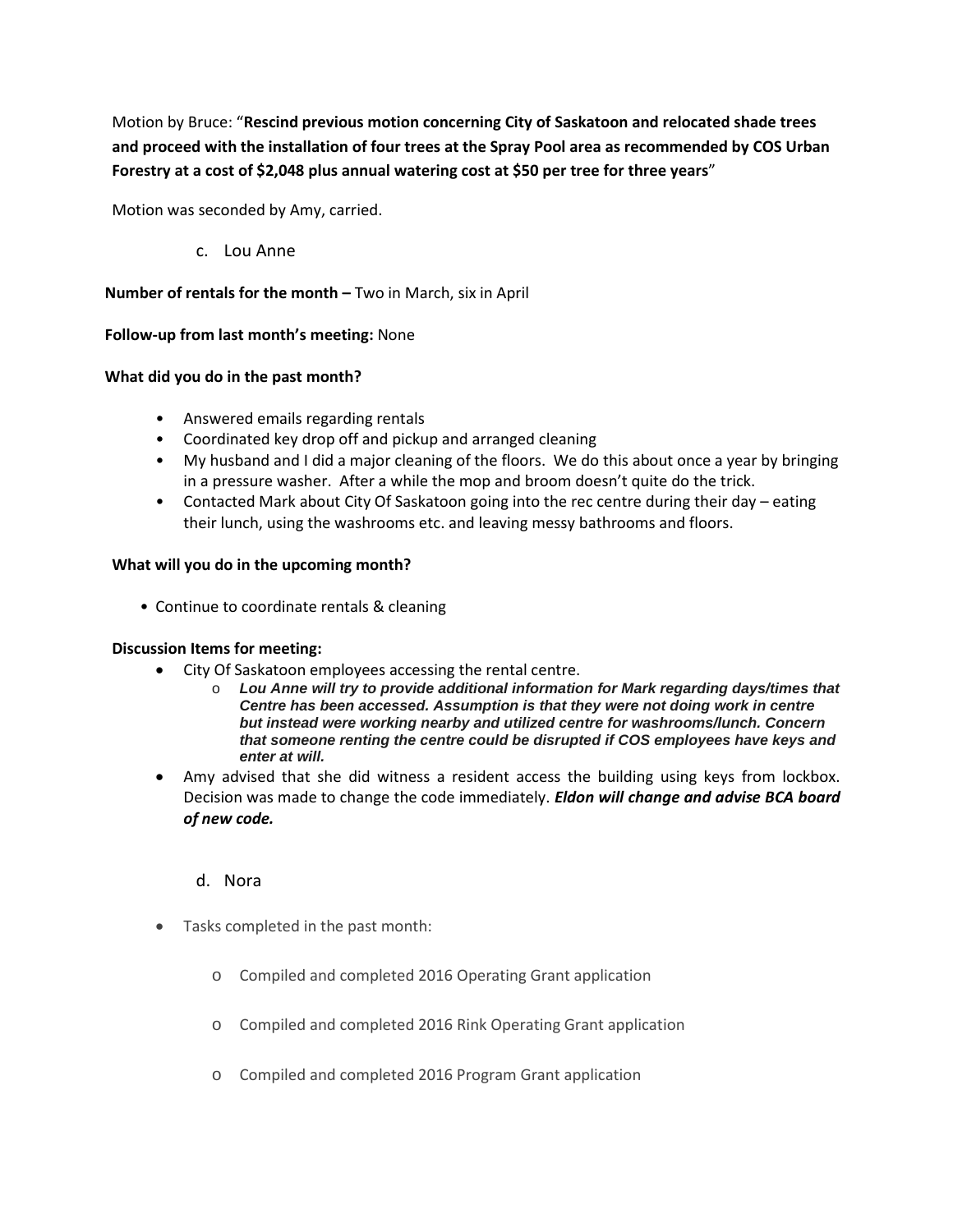Motion by Bruce: "**Rescind previous motion concerning City of Saskatoon and relocated shade trees and proceed with the installation of four trees at the Spray Pool area as recommended by COS Urban Forestry at a cost of $2,048 plus annual watering cost at $50 per tree for three years**"

Motion was seconded by Amy, carried.

c. Lou Anne

**Number of rentals for the month –** Two in March, six in April

**Follow-up from last month's meeting:** None

**What did you do in the past month?**

- Answered emails regarding rentals
- Coordinated key drop off and pickup and arranged cleaning
- My husband and I did a major cleaning of the floors. We do this about once a year by bringing in a pressure washer. After a while the mop and broom doesn't quite do the trick.
- Contacted Mark about City Of Saskatoon going into the rec centre during their day – eating their lunch, using the washrooms etc. and leaving messy bathrooms and floors.

**What will you do in the upcoming month?**

- Continue to coordinate rentals & cleaning

**Discussion Items for meeting:**

- City Of Saskatoon employees accessing the rental centre.
  - ***Lou Anne will try to provide additional information for Mark regarding days/times that Centre has been accessed. Assumption is that they were not doing work in centre but instead were working nearby and utilized centre for washrooms/lunch. Concern that someone renting the centre could be disrupted if COS employees have keys and enter at will.***
- Amy advised that she did witness a resident access the building using keys from lockbox. Decision was made to change the code immediately. ***Eldon will change and advise BCA board of new code.***

d. Nora

- Tasks completed in the past month:
  - Compiled and completed 2016 Operating Grant application
  - Compiled and completed 2016 Rink Operating Grant application
  - Compiled and completed 2016 Program Grant application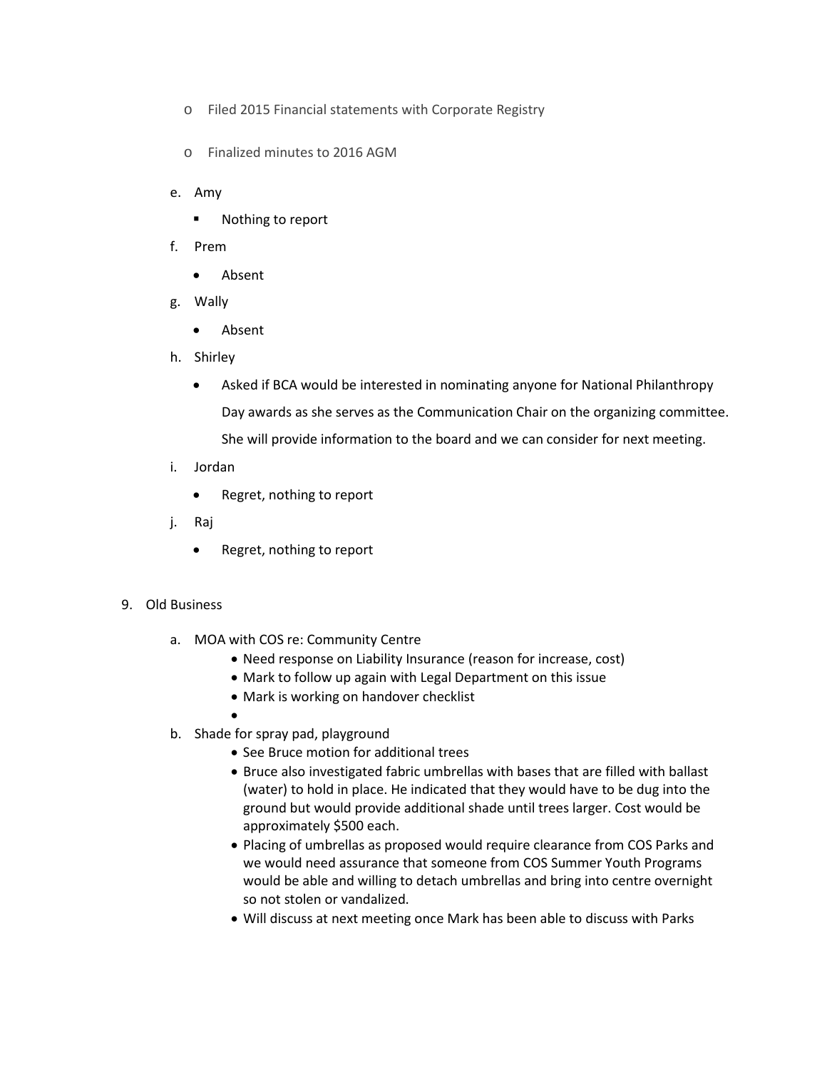- Filed 2015 Financial statements with Corporate Registry
  - Finalized minutes to 2016 AGM

e. Amy
   - Nothing to report

f. Prem
   - Absent

g. Wally
   - Absent

h. Shirley
   - Asked if BCA would be interested in nominating anyone for National Philanthropy Day awards as she serves as the Communication Chair on the organizing committee. She will provide information to the board and we can consider for next meeting.

i. Jordan
   - Regret, nothing to report

j. Raj
   - Regret, nothing to report

9. Old Business

   a. MOA with COS re: Community Centre
      - Need response on Liability Insurance (reason for increase, cost)
      - Mark to follow up again with Legal Department on this issue
      - Mark is working on handover checklist

   b. Shade for spray pad, playground
      - See Bruce motion for additional trees
      - Bruce also investigated fabric umbrellas with bases that are filled with ballast (water) to hold in place. He indicated that they would have to be dug into the ground but would provide additional shade until trees larger. Cost would be approximately $500 each.
      - Placing of umbrellas as proposed would require clearance from COS Parks and we would need assurance that someone from COS Summer Youth Programs would be able and willing to detach umbrellas and bring into centre overnight so not stolen or vandalized.
      - Will discuss at next meeting once Mark has been able to discuss with Parks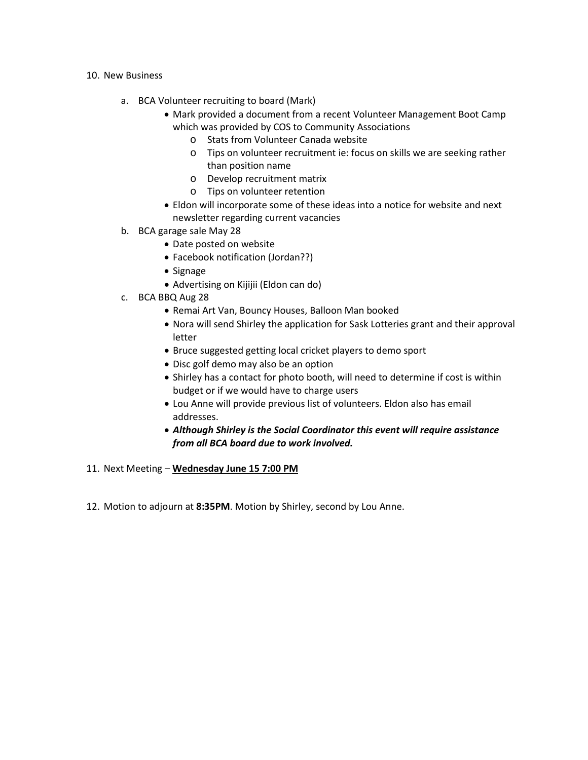10. New Business

    a. BCA Volunteer recruiting to board (Mark)
        - Mark provided a document from a recent Volunteer Management Boot Camp which was provided by COS to Community Associations
            - Stats from Volunteer Canada website
            - Tips on volunteer recruitment ie: focus on skills we are seeking rather than position name
            - Develop recruitment matrix
            - Tips on volunteer retention
        - Eldon will incorporate some of these ideas into a notice for website and next newsletter regarding current vacancies

    b. BCA garage sale May 28
        - Date posted on website
        - Facebook notification (Jordan??)
        - Signage
        - Advertising on Kijijii (Eldon can do)

    c. BCA BBQ Aug 28
        - Remai Art Van, Bouncy Houses, Balloon Man booked
        - Nora will send Shirley the application for Sask Lotteries grant and their approval letter
        - Bruce suggested getting local cricket players to demo sport
        - Disc golf demo may also be an option
        - Shirley has a contact for photo booth, will need to determine if cost is within budget or if we would have to charge users
        - Lou Anne will provide previous list of volunteers. Eldon also has email addresses.
        - ***Although Shirley is the Social Coordinator this event will require assistance from all BCA board due to work involved.***

11. Next Meeting – **<u>Wednesday June 15 7:00 PM</u>**

12. Motion to adjourn at **8:35PM**. Motion by Shirley, second by Lou Anne.